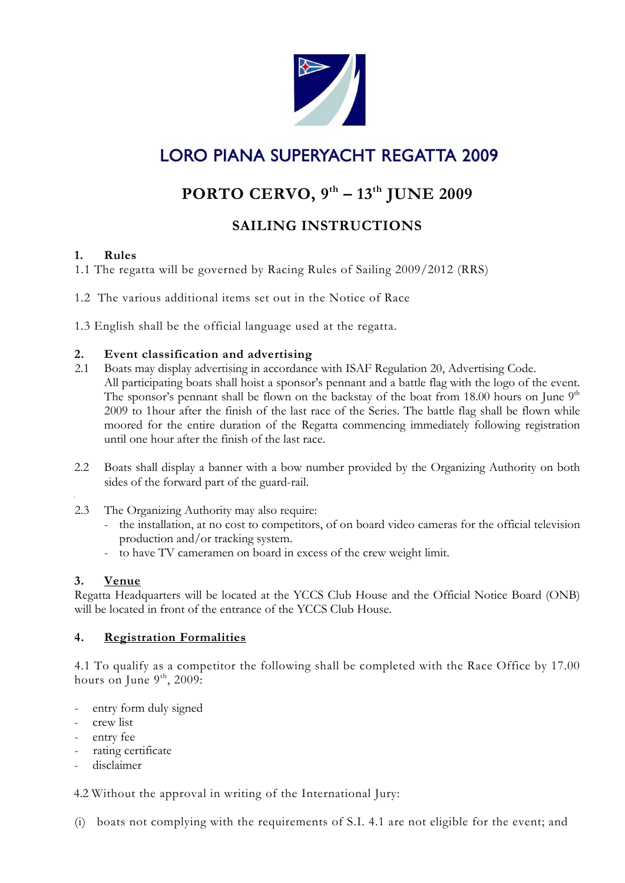# LORO PIANA SUPERYACHT REGATTA 2009

## PORTO CERVO, 9th – 13th JUNE 2009

## SAILING INSTRUCTIONS

**1. Rules**

1.1 The regatta will be governed by Racing Rules of Sailing 2009/2012 (RRS)

1.2 The various additional items set out in the Notice of Race

1.3 English shall be the official language used at the regatta.

**2. Event classification and advertising**

2.1 Boats may display advertising in accordance with ISAF Regulation 20, Advertising Code. All participating boats shall hoist a sponsor's pennant and a battle flag with the logo of the event. The sponsor's pennant shall be flown on the backstay of the boat from 18.00 hours on June 9th 2009 to 1hour after the finish of the last race of the Series. The battle flag shall be flown while moored for the entire duration of the Regatta commencing immediately following registration until one hour after the finish of the last race.

2.2 Boats shall display a banner with a bow number provided by the Organizing Authority on both sides of the forward part of the guard-rail.

2.3 The Organizing Authority may also require:

- the installation, at no cost to competitors, of on board video cameras for the official television production and/or tracking system.
- to have TV cameramen on board in excess of the crew weight limit.

**3. Venue**

Regatta Headquarters will be located at the YCCS Club House and the Official Notice Board (ONB) will be located in front of the entrance of the YCCS Club House.

**4. Registration Formalities**

4.1 To qualify as a competitor the following shall be completed with the Race Office by 17.00 hours on June 9th, 2009:

- entry form duly signed
- crew list
- entry fee
- rating certificate
- disclaimer

4.2 Without the approval in writing of the International Jury:

(i) boats not complying with the requirements of S.I. 4.1 are not eligible for the event; and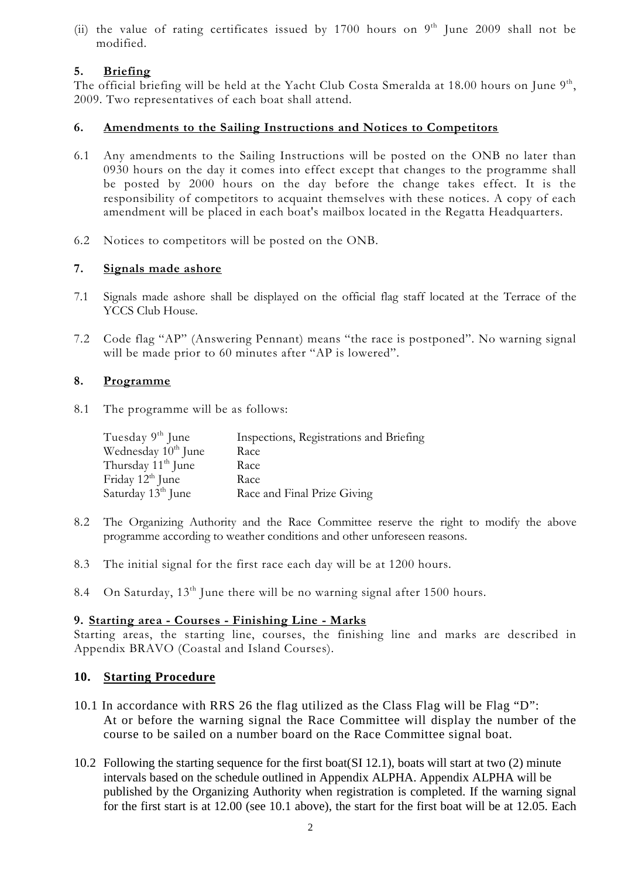(ii) the value of rating certificates issued by 1700 hours on 9th June 2009 shall not be modified.

## 5. Briefing

The official briefing will be held at the Yacht Club Costa Smeralda at 18.00 hours on June 9th, 2009. Two representatives of each boat shall attend.

## 6. Amendments to the Sailing Instructions and Notices to Competitors

6.1 Any amendments to the Sailing Instructions will be posted on the ONB no later than 0930 hours on the day it comes into effect except that changes to the programme shall be posted by 2000 hours on the day before the change takes effect. It is the responsibility of competitors to acquaint themselves with these notices. A copy of each amendment will be placed in each boat's mailbox located in the Regatta Headquarters.

6.2 Notices to competitors will be posted on the ONB.

## 7. Signals made ashore

7.1 Signals made ashore shall be displayed on the official flag staff located at the Terrace of the YCCS Club House.

7.2 Code flag "AP" (Answering Pennant) means "the race is postponed". No warning signal will be made prior to 60 minutes after "AP is lowered".

## 8. Programme

8.1 The programme will be as follows:

| | |
|---|---|
| Tuesday 9th June | Inspections, Registrations and Briefing |
| Wednesday 10th June | Race |
| Thursday 11th June | Race |
| Friday 12th June | Race |
| Saturday 13th June | Race and Final Prize Giving |

8.2 The Organizing Authority and the Race Committee reserve the right to modify the above programme according to weather conditions and other unforeseen reasons.

8.3 The initial signal for the first race each day will be at 1200 hours.

8.4 On Saturday, 13th June there will be no warning signal after 1500 hours.

## 9. Starting area - Courses - Finishing Line - Marks

Starting areas, the starting line, courses, the finishing line and marks are described in Appendix BRAVO (Coastal and Island Courses).

## 10. Starting Procedure

10.1 In accordance with RRS 26 the flag utilized as the Class Flag will be Flag "D": At or before the warning signal the Race Committee will display the number of the course to be sailed on a number board on the Race Committee signal boat.

10.2 Following the starting sequence for the first boat(SI 12.1), boats will start at two (2) minute intervals based on the schedule outlined in Appendix ALPHA. Appendix ALPHA will be published by the Organizing Authority when registration is completed. If the warning signal for the first start is at 12.00 (see 10.1 above), the start for the first boat will be at 12.05. Each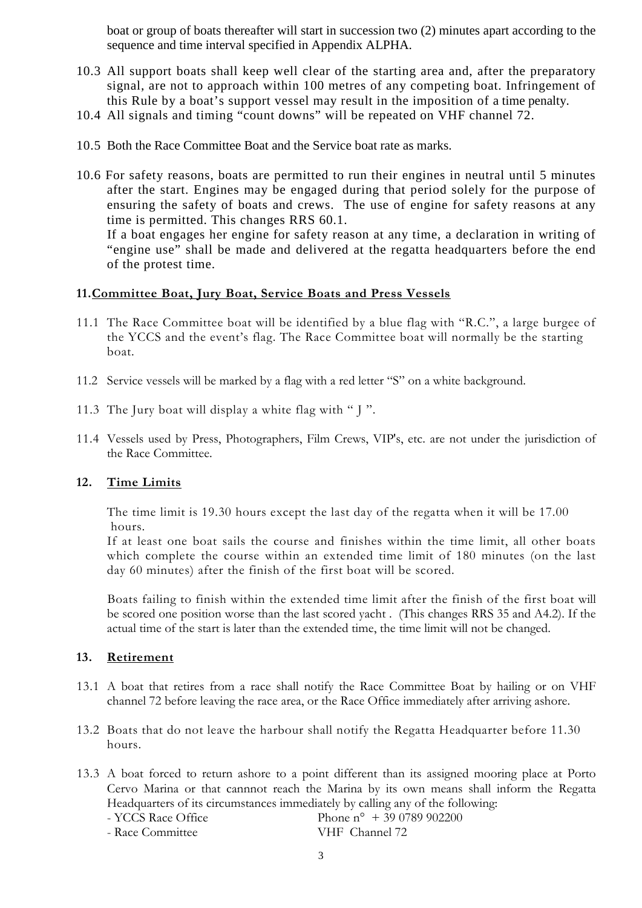boat or group of boats thereafter will start in succession two (2) minutes apart according to the sequence and time interval specified in Appendix ALPHA.

10.3 All support boats shall keep well clear of the starting area and, after the preparatory signal, are not to approach within 100 metres of any competing boat. Infringement of this Rule by a boat's support vessel may result in the imposition of a time penalty.

10.4 All signals and timing "count downs" will be repeated on VHF channel 72.

10.5 Both the Race Committee Boat and the Service boat rate as marks.

10.6 For safety reasons, boats are permitted to run their engines in neutral until 5 minutes after the start. Engines may be engaged during that period solely for the purpose of ensuring the safety of boats and crews. The use of engine for safety reasons at any time is permitted. This changes RRS 60.1.
If a boat engages her engine for safety reason at any time, a declaration in writing of "engine use" shall be made and delivered at the regatta headquarters before the end of the protest time.

## 11. Committee Boat, Jury Boat, Service Boats and Press Vessels

11.1 The Race Committee boat will be identified by a blue flag with "R.C.", a large burgee of the YCCS and the event's flag. The Race Committee boat will normally be the starting boat.

11.2 Service vessels will be marked by a flag with a red letter "S" on a white background.

11.3 The Jury boat will display a white flag with " J ".

11.4 Vessels used by Press, Photographers, Film Crews, VIP's, etc. are not under the jurisdiction of the Race Committee.

## 12. Time Limits

The time limit is 19.30 hours except the last day of the regatta when it will be 17.00 hours.
If at least one boat sails the course and finishes within the time limit, all other boats which complete the course within an extended time limit of 180 minutes (on the last day 60 minutes) after the finish of the first boat will be scored.

Boats failing to finish within the extended time limit after the finish of the first boat will be scored one position worse than the last scored yacht . (This changes RRS 35 and A4.2). If the actual time of the start is later than the extended time, the time limit will not be changed.

## 13. Retirement

13.1 A boat that retires from a race shall notify the Race Committee Boat by hailing or on VHF channel 72 before leaving the race area, or the Race Office immediately after arriving ashore.

13.2 Boats that do not leave the harbour shall notify the Regatta Headquarter before 11.30 hours.

13.3 A boat forced to return ashore to a point different than its assigned mooring place at Porto Cervo Marina or that cannnot reach the Marina by its own means shall inform the Regatta Headquarters of its circumstances immediately by calling any of the following:

- YCCS Race Office — Phone n° + 39 0789 902200
- Race Committee — VHF Channel 72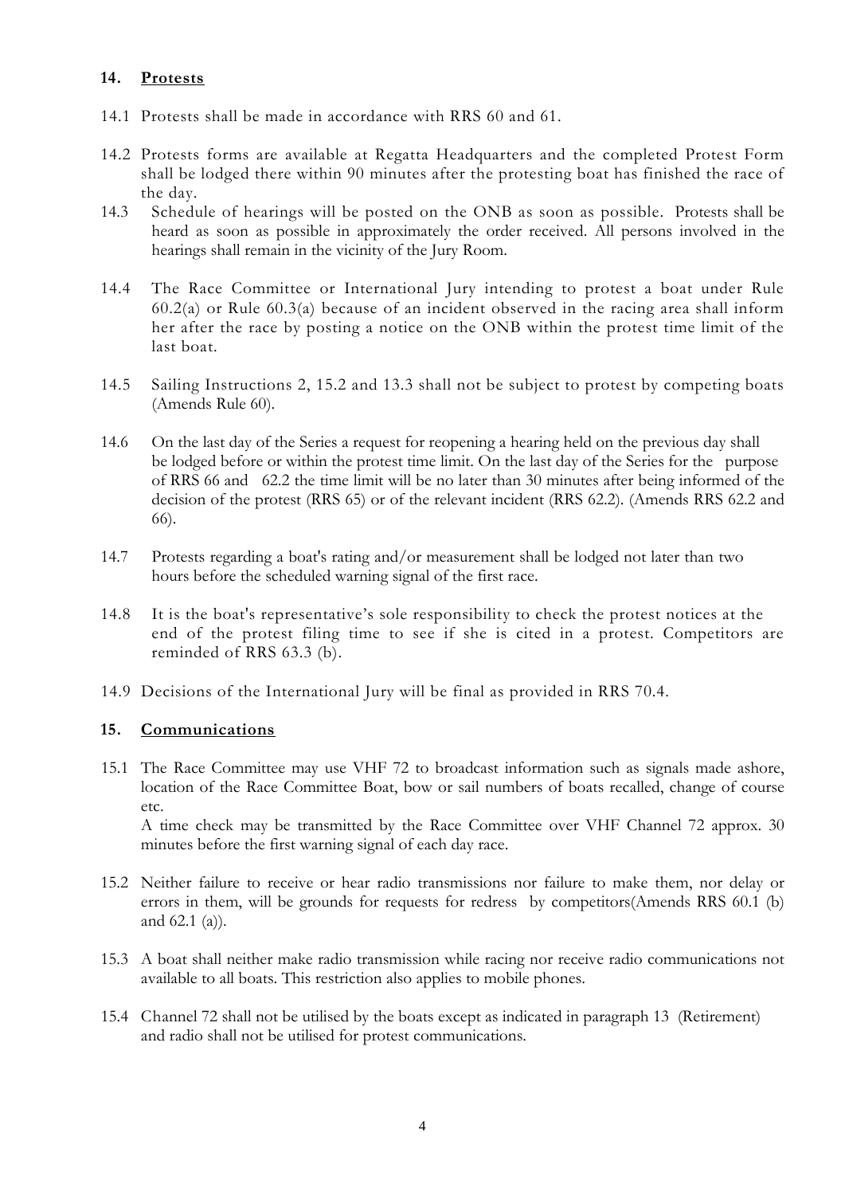## 14. **Protests**

14.1 Protests shall be made in accordance with RRS 60 and 61.

14.2 Protests forms are available at Regatta Headquarters and the completed Protest Form shall be lodged there within 90 minutes after the protesting boat has finished the race of the day.

14.3 Schedule of hearings will be posted on the ONB as soon as possible. Protests shall be heard as soon as possible in approximately the order received. All persons involved in the hearings shall remain in the vicinity of the Jury Room.

14.4 The Race Committee or International Jury intending to protest a boat under Rule 60.2(a) or Rule 60.3(a) because of an incident observed in the racing area shall inform her after the race by posting a notice on the ONB within the protest time limit of the last boat.

14.5 Sailing Instructions 2, 15.2 and 13.3 shall not be subject to protest by competing boats (Amends Rule 60).

14.6 On the last day of the Series a request for reopening a hearing held on the previous day shall be lodged before or within the protest time limit. On the last day of the Series for the purpose of RRS 66 and 62.2 the time limit will be no later than 30 minutes after being informed of the decision of the protest (RRS 65) or of the relevant incident (RRS 62.2). (Amends RRS 62.2 and 66).

14.7 Protests regarding a boat's rating and/or measurement shall be lodged not later than two hours before the scheduled warning signal of the first race.

14.8 It is the boat's representative's sole responsibility to check the protest notices at the end of the protest filing time to see if she is cited in a protest. Competitors are reminded of RRS 63.3 (b).

14.9 Decisions of the International Jury will be final as provided in RRS 70.4.

## 15. **Communications**

15.1 The Race Committee may use VHF 72 to broadcast information such as signals made ashore, location of the Race Committee Boat, bow or sail numbers of boats recalled, change of course etc.
A time check may be transmitted by the Race Committee over VHF Channel 72 approx. 30 minutes before the first warning signal of each day race.

15.2 Neither failure to receive or hear radio transmissions nor failure to make them, nor delay or errors in them, will be grounds for requests for redress by competitors(Amends RRS 60.1 (b) and 62.1 (a)).

15.3 A boat shall neither make radio transmission while racing nor receive radio communications not available to all boats. This restriction also applies to mobile phones.

15.4 Channel 72 shall not be utilised by the boats except as indicated in paragraph 13 (Retirement) and radio shall not be utilised for protest communications.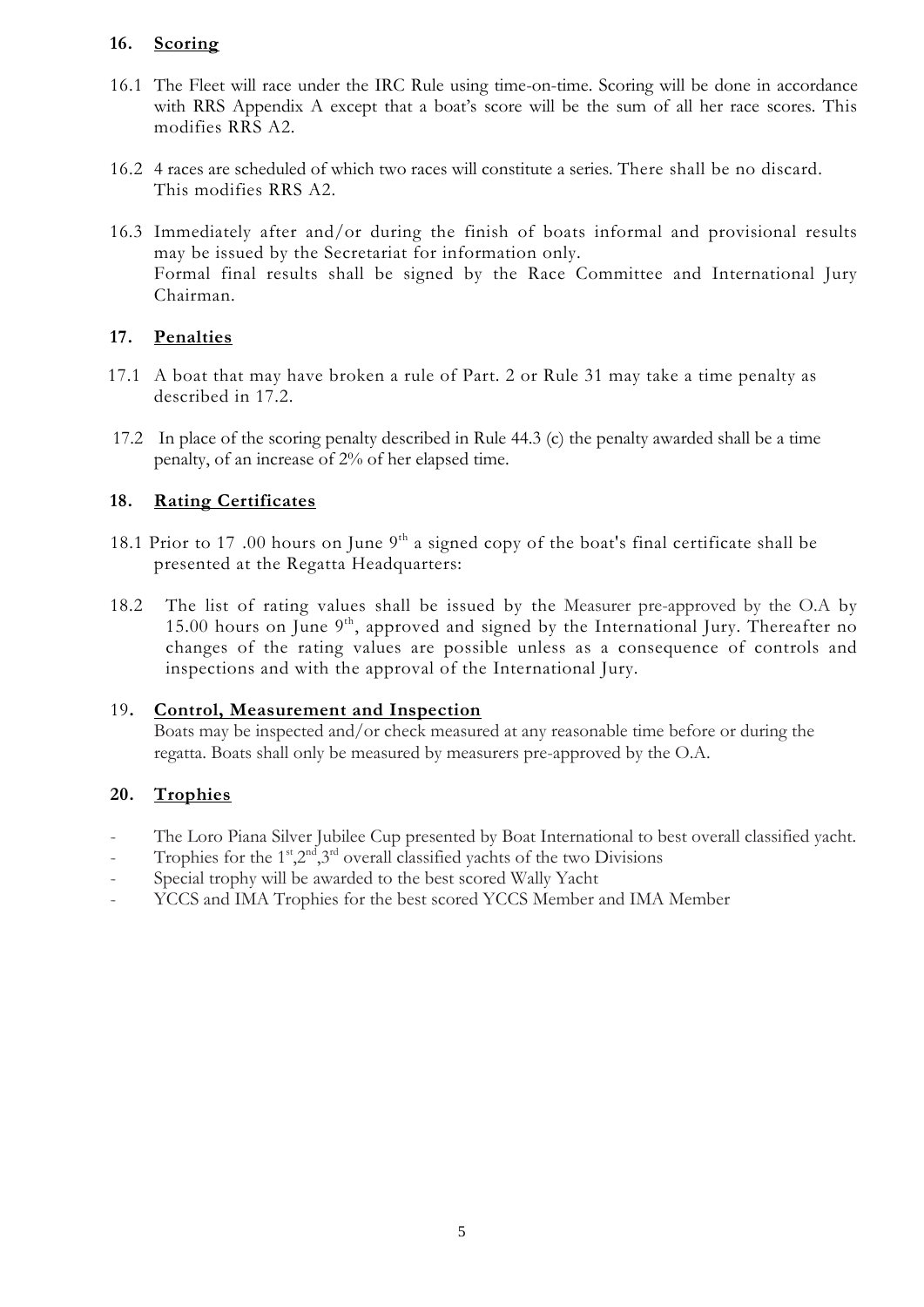## 16. Scoring

16.1 The Fleet will race under the IRC Rule using time-on-time. Scoring will be done in accordance with RRS Appendix A except that a boat's score will be the sum of all her race scores. This modifies RRS A2.

16.2 4 races are scheduled of which two races will constitute a series. There shall be no discard. This modifies RRS A2.

16.3 Immediately after and/or during the finish of boats informal and provisional results may be issued by the Secretariat for information only.
Formal final results shall be signed by the Race Committee and International Jury Chairman.

## 17. Penalties

17.1 A boat that may have broken a rule of Part. 2 or Rule 31 may take a time penalty as described in 17.2.

17.2 In place of the scoring penalty described in Rule 44.3 (c) the penalty awarded shall be a time penalty, of an increase of 2% of her elapsed time.

## 18. Rating Certificates

18.1 Prior to 17 .00 hours on June 9th a signed copy of the boat's final certificate shall be presented at the Regatta Headquarters:

18.2 The list of rating values shall be issued by the Measurer pre-approved by the O.A by 15.00 hours on June 9th, approved and signed by the International Jury. Thereafter no changes of the rating values are possible unless as a consequence of controls and inspections and with the approval of the International Jury.

## 19. Control, Measurement and Inspection

Boats may be inspected and/or check measured at any reasonable time before or during the regatta. Boats shall only be measured by measurers pre-approved by the O.A.

## 20. Trophies

- The Loro Piana Silver Jubilee Cup presented by Boat International to best overall classified yacht.
- Trophies for the 1st,2nd,3rd overall classified yachts of the two Divisions
- Special trophy will be awarded to the best scored Wally Yacht
- YCCS and IMA Trophies for the best scored YCCS Member and IMA Member